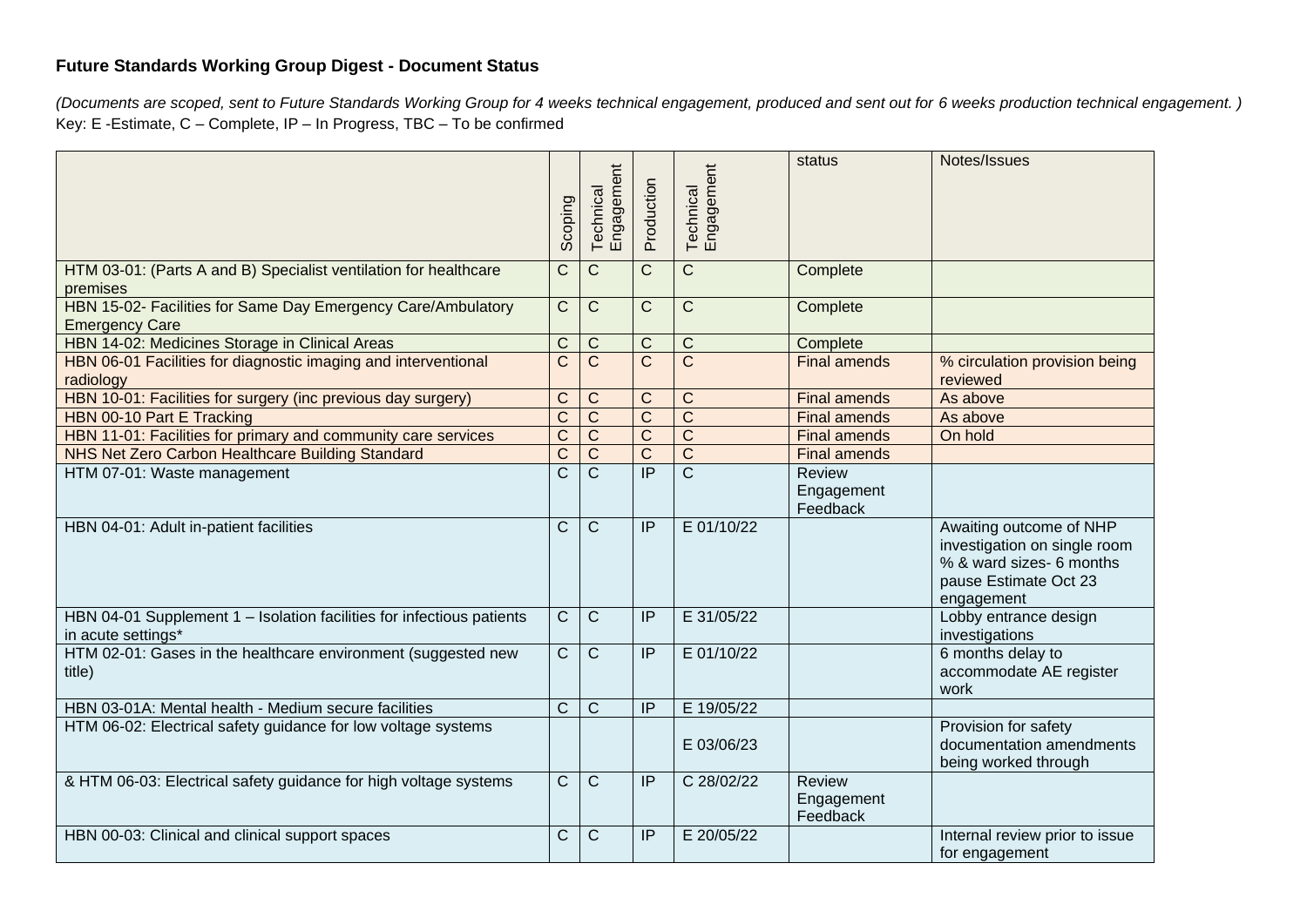**Future Standards Working Group Digest - Document Status**

*(Documents are scoped, sent to Future Standards Working Group for 4 weeks technical engagement, produced and sent out for 6 weeks production technical engagement. )*
Key: E -Estimate, C – Complete, IP – In Progress, TBC – To be confirmed

| | Scoping | Technical Engagement | Production | Technical Engagement | status | Notes/Issues |
|---|---|---|---|---|---|---|
| HTM 03-01: (Parts A and B) Specialist ventilation for healthcare premises | C | C | C | C | Complete | |
| HBN 15-02- Facilities for Same Day Emergency Care/Ambulatory Emergency Care | C | C | C | C | Complete | |
| HBN 14-02: Medicines Storage in Clinical Areas | C | C | C | C | Complete | |
| HBN 06-01 Facilities for diagnostic imaging and interventional radiology | C | C | C | C | Final amends | % circulation provision being reviewed |
| HBN 10-01: Facilities for surgery (inc previous day surgery) | C | C | C | C | Final amends | As above |
| HBN 00-10 Part E Tracking | C | C | C | C | Final amends | As above |
| HBN 11-01: Facilities for primary and community care services | C | C | C | C | Final amends | On hold |
| NHS Net Zero Carbon Healthcare Building Standard | C | C | C | C | Final amends | |
| HTM 07-01: Waste management | C | C | IP | C | Review Engagement Feedback | |
| HBN 04-01: Adult in-patient facilities | C | C | IP | E 01/10/22 | | Awaiting outcome of NHP investigation on single room % & ward sizes- 6 months pause Estimate Oct 23 engagement |
| HBN 04-01 Supplement 1 – Isolation facilities for infectious patients in acute settings* | C | C | IP | E 31/05/22 | | Lobby entrance design investigations |
| HTM 02-01: Gases in the healthcare environment (suggested new title) | C | C | IP | E 01/10/22 | | 6 months delay to accommodate AE register work |
| HBN 03-01A: Mental health - Medium secure facilities | C | C | IP | E 19/05/22 | | |
| HTM 06-02: Electrical safety guidance for low voltage systems | | | | E 03/06/23 | | Provision for safety documentation amendments being worked through |
| & HTM 06-03: Electrical safety guidance for high voltage systems | C | C | IP | C 28/02/22 | Review Engagement Feedback | |
| HBN 00-03: Clinical and clinical support spaces | C | C | IP | E 20/05/22 | | Internal review prior to issue for engagement |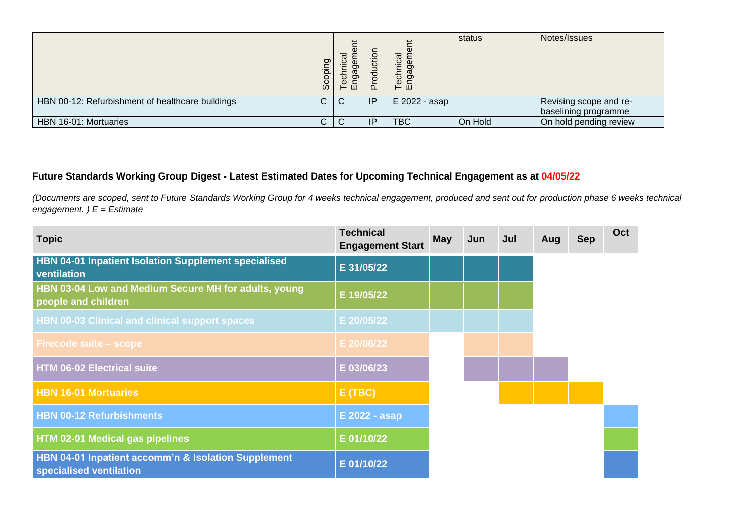| | Scoping | Technical Engagement | Production | Technical Engagement | status | Notes/Issues |
|---|---|---|---|---|---|---|
| HBN 00-12: Refurbishment of healthcare buildings | C | C | IP | E 2022 - asap | | Revising scope and re-baselining programme |
| HBN 16-01: Mortuaries | C | C | IP | TBC | On Hold | On hold pending review |

**Future Standards Working Group Digest - Latest Estimated Dates for Upcoming Technical Engagement as at 04/05/22**

*(Documents are scoped, sent to Future Standards Working Group for 4 weeks technical engagement, produced and sent out for production phase 6 weeks technical engagement. ) E = Estimate*

| Topic | Technical Engagement Start | May | Jun | Jul | Aug | Sep | Oct |
|---|---|---|---|---|---|---|---|
| HBN 04-01 Inpatient Isolation Supplement specialised ventilation | E 31/05/22 | | | | | | |
| HBN 03-04 Low and Medium Secure MH for adults, young people and children | E 19/05/22 | | | | | | |
| HBN 00-03 Clinical and clinical support spaces | E 20/05/22 | | | | | | |
| Firecode suite – scope | E 20/06/22 | | | | | | |
| HTM 06-02 Electrical suite | E 03/06/23 | | | | | | |
| HBN 16-01 Mortuaries | E (TBC) | | | | | | |
| HBN 00-12 Refurbishments | E 2022 - asap | | | | | | |
| HTM 02-01 Medical gas pipelines | E 01/10/22 | | | | | | |
| HBN 04-01 Inpatient accomm'n & Isolation Supplement specialised ventilation | E 01/10/22 | | | | | | |